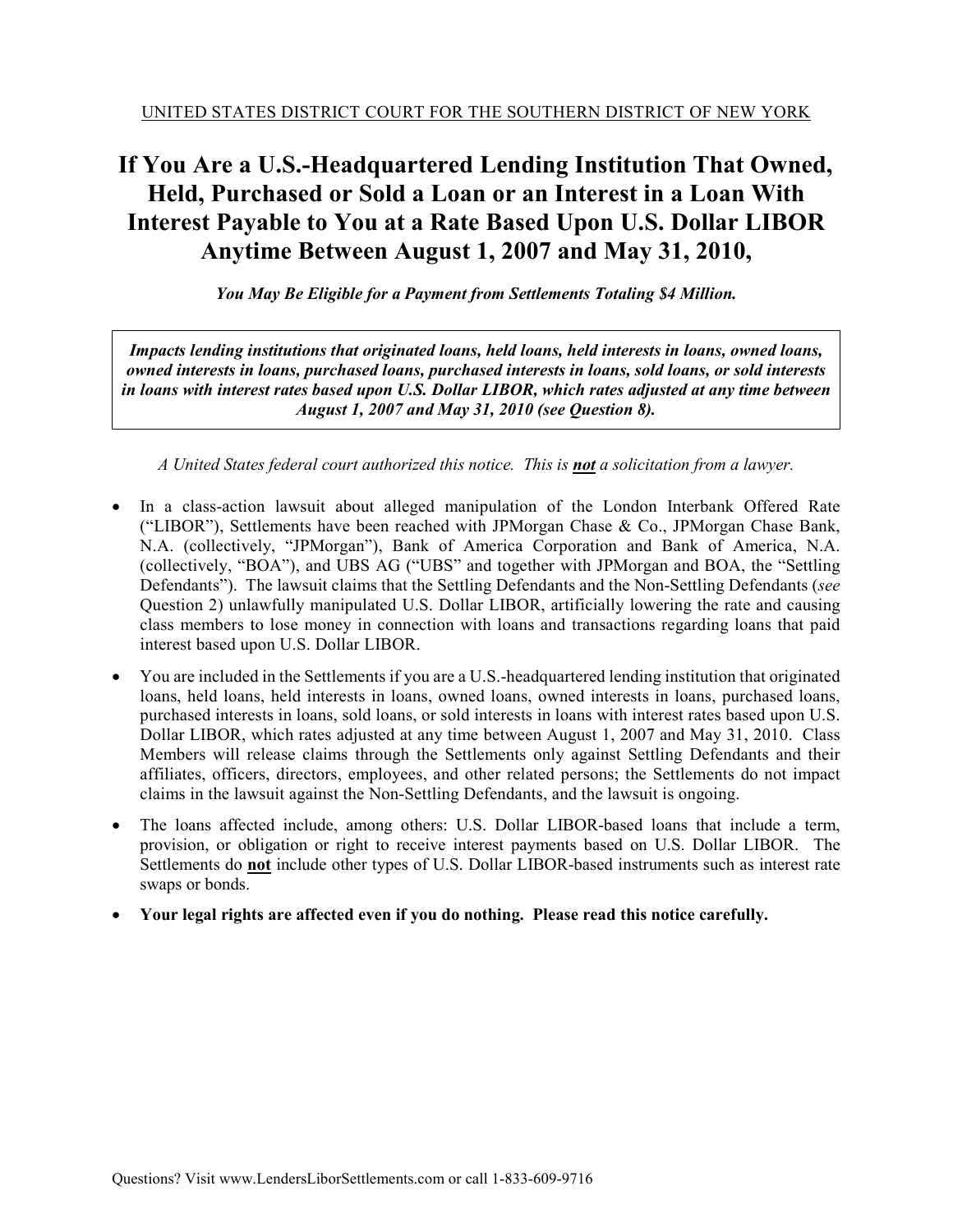UNITED STATES DISTRICT COURT FOR THE SOUTHERN DISTRICT OF NEW YORK

# If You Are a U.S.-Headquartered Lending Institution That Owned, Held, Purchased or Sold a Loan or an Interest in a Loan With Interest Payable to You at a Rate Based Upon U.S. Dollar LIBOR Anytime Between August 1, 2007 and May 31, 2010,

***You May Be Eligible for a Payment from Settlements Totaling $4 Million.***

***Impacts lending institutions that originated loans, held loans, held interests in loans, owned loans, owned interests in loans, purchased loans, purchased interests in loans, sold loans, or sold interests in loans with interest rates based upon U.S. Dollar LIBOR, which rates adjusted at any time between August 1, 2007 and May 31, 2010 (see Question 8).***

*A United States federal court authorized this notice. This is **not** a solicitation from a lawyer.*

- In a class-action lawsuit about alleged manipulation of the London Interbank Offered Rate ("LIBOR"), Settlements have been reached with JPMorgan Chase & Co., JPMorgan Chase Bank, N.A. (collectively, "JPMorgan"), Bank of America Corporation and Bank of America, N.A. (collectively, "BOA"), and UBS AG ("UBS" and together with JPMorgan and BOA, the "Settling Defendants"). The lawsuit claims that the Settling Defendants and the Non-Settling Defendants (*see* Question 2) unlawfully manipulated U.S. Dollar LIBOR, artificially lowering the rate and causing class members to lose money in connection with loans and transactions regarding loans that paid interest based upon U.S. Dollar LIBOR.
- You are included in the Settlements if you are a U.S.-headquartered lending institution that originated loans, held loans, held interests in loans, owned loans, owned interests in loans, purchased loans, purchased interests in loans, sold loans, or sold interests in loans with interest rates based upon U.S. Dollar LIBOR, which rates adjusted at any time between August 1, 2007 and May 31, 2010. Class Members will release claims through the Settlements only against Settling Defendants and their affiliates, officers, directors, employees, and other related persons; the Settlements do not impact claims in the lawsuit against the Non-Settling Defendants, and the lawsuit is ongoing.
- The loans affected include, among others: U.S. Dollar LIBOR-based loans that include a term, provision, or obligation or right to receive interest payments based on U.S. Dollar LIBOR. The Settlements do **not** include other types of U.S. Dollar LIBOR-based instruments such as interest rate swaps or bonds.
- **Your legal rights are affected even if you do nothing. Please read this notice carefully.**

Questions? Visit www.LendersLiborSettlements.com or call 1-833-609-9716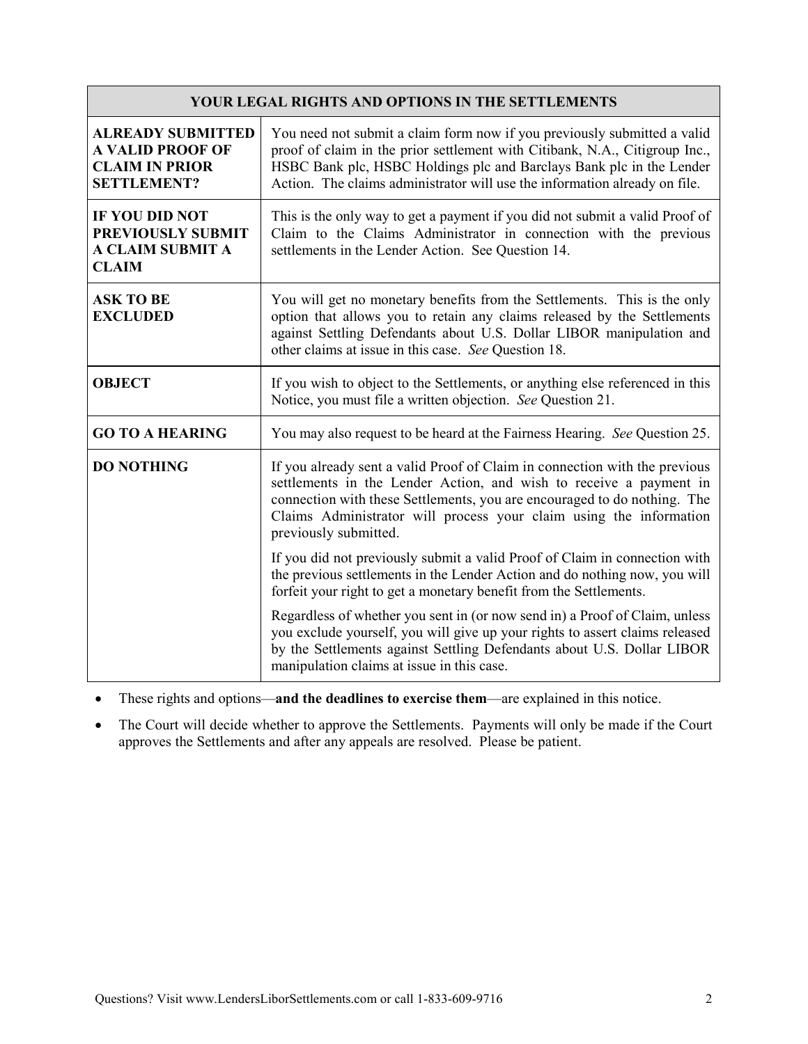| YOUR LEGAL RIGHTS AND OPTIONS IN THE SETTLEMENTS | |
|---|---|
| **ALREADY SUBMITTED A VALID PROOF OF CLAIM IN PRIOR SETTLEMENT?** | You need not submit a claim form now if you previously submitted a valid proof of claim in the prior settlement with Citibank, N.A., Citigroup Inc., HSBC Bank plc, HSBC Holdings plc and Barclays Bank plc in the Lender Action. The claims administrator will use the information already on file. |
| **IF YOU DID NOT PREVIOUSLY SUBMIT A CLAIM SUBMIT A CLAIM** | This is the only way to get a payment if you did not submit a valid Proof of Claim to the Claims Administrator in connection with the previous settlements in the Lender Action. See Question 14. |
| **ASK TO BE EXCLUDED** | You will get no monetary benefits from the Settlements. This is the only option that allows you to retain any claims released by the Settlements against Settling Defendants about U.S. Dollar LIBOR manipulation and other claims at issue in this case. *See* Question 18. |
| **OBJECT** | If you wish to object to the Settlements, or anything else referenced in this Notice, you must file a written objection. *See* Question 21. |
| **GO TO A HEARING** | You may also request to be heard at the Fairness Hearing. *See* Question 25. |
| **DO NOTHING** | If you already sent a valid Proof of Claim in connection with the previous settlements in the Lender Action, and wish to receive a payment in connection with these Settlements, you are encouraged to do nothing. The Claims Administrator will process your claim using the information previously submitted.<br><br>If you did not previously submit a valid Proof of Claim in connection with the previous settlements in the Lender Action and do nothing now, you will forfeit your right to get a monetary benefit from the Settlements.<br><br>Regardless of whether you sent in (or now send in) a Proof of Claim, unless you exclude yourself, you will give up your rights to assert claims released by the Settlements against Settling Defendants about U.S. Dollar LIBOR manipulation claims at issue in this case. |

- These rights and options—**and the deadlines to exercise them**—are explained in this notice.
- The Court will decide whether to approve the Settlements. Payments will only be made if the Court approves the Settlements and after any appeals are resolved. Please be patient.

Questions? Visit www.LendersLiborSettlements.com or call 1-833-609-9716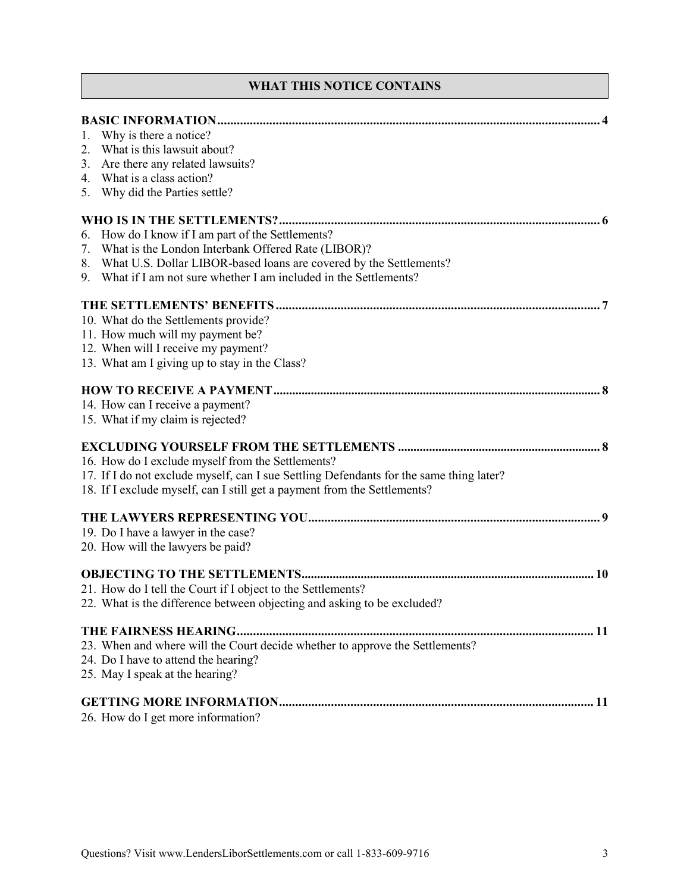## WHAT THIS NOTICE CONTAINS

**BASIC INFORMATION** .......... **4**

1. Why is there a notice?
2. What is this lawsuit about?
3. Are there any related lawsuits?
4. What is a class action?
5. Why did the Parties settle?

**WHO IS IN THE SETTLEMENTS?** .......... **6**

6. How do I know if I am part of the Settlements?
7. What is the London Interbank Offered Rate (LIBOR)?
8. What U.S. Dollar LIBOR-based loans are covered by the Settlements?
9. What if I am not sure whether I am included in the Settlements?

**THE SETTLEMENTS' BENEFITS** .......... **7**

10. What do the Settlements provide?
11. How much will my payment be?
12. When will I receive my payment?
13. What am I giving up to stay in the Class?

**HOW TO RECEIVE A PAYMENT** .......... **8**

14. How can I receive a payment?
15. What if my claim is rejected?

**EXCLUDING YOURSELF FROM THE SETTLEMENTS** .......... **8**

16. How do I exclude myself from the Settlements?
17. If I do not exclude myself, can I sue Settling Defendants for the same thing later?
18. If I exclude myself, can I still get a payment from the Settlements?

**THE LAWYERS REPRESENTING YOU** .......... **9**

19. Do I have a lawyer in the case?
20. How will the lawyers be paid?

**OBJECTING TO THE SETTLEMENTS** .......... **10**

21. How do I tell the Court if I object to the Settlements?
22. What is the difference between objecting and asking to be excluded?

**THE FAIRNESS HEARING** .......... **11**

23. When and where will the Court decide whether to approve the Settlements?
24. Do I have to attend the hearing?
25. May I speak at the hearing?

**GETTING MORE INFORMATION** .......... **11**

26. How do I get more information?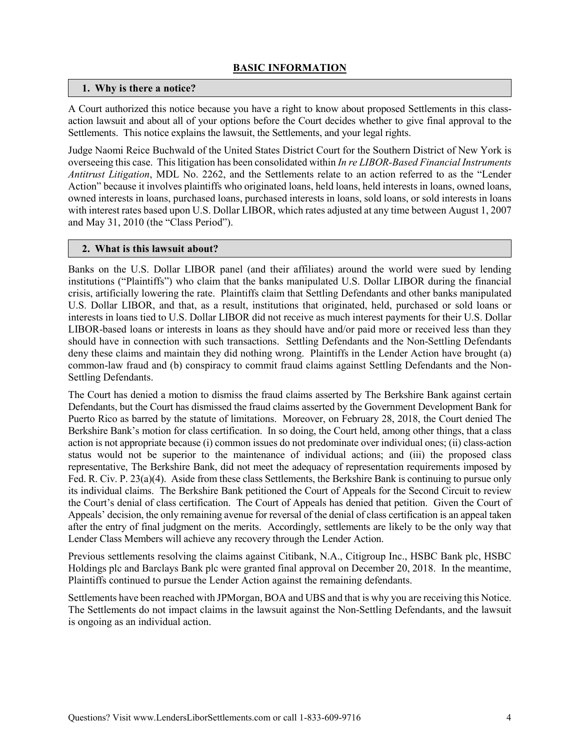## BASIC INFORMATION

### 1. Why is there a notice?

A Court authorized this notice because you have a right to know about proposed Settlements in this class-action lawsuit and about all of your options before the Court decides whether to give final approval to the Settlements. This notice explains the lawsuit, the Settlements, and your legal rights.

Judge Naomi Reice Buchwald of the United States District Court for the Southern District of New York is overseeing this case. This litigation has been consolidated within *In re LIBOR-Based Financial Instruments Antitrust Litigation*, MDL No. 2262, and the Settlements relate to an action referred to as the "Lender Action" because it involves plaintiffs who originated loans, held loans, held interests in loans, owned loans, owned interests in loans, purchased loans, purchased interests in loans, sold loans, or sold interests in loans with interest rates based upon U.S. Dollar LIBOR, which rates adjusted at any time between August 1, 2007 and May 31, 2010 (the "Class Period").

### 2. What is this lawsuit about?

Banks on the U.S. Dollar LIBOR panel (and their affiliates) around the world were sued by lending institutions ("Plaintiffs") who claim that the banks manipulated U.S. Dollar LIBOR during the financial crisis, artificially lowering the rate. Plaintiffs claim that Settling Defendants and other banks manipulated U.S. Dollar LIBOR, and that, as a result, institutions that originated, held, purchased or sold loans or interests in loans tied to U.S. Dollar LIBOR did not receive as much interest payments for their U.S. Dollar LIBOR-based loans or interests in loans as they should have and/or paid more or received less than they should have in connection with such transactions. Settling Defendants and the Non-Settling Defendants deny these claims and maintain they did nothing wrong. Plaintiffs in the Lender Action have brought (a) common-law fraud and (b) conspiracy to commit fraud claims against Settling Defendants and the Non-Settling Defendants.

The Court has denied a motion to dismiss the fraud claims asserted by The Berkshire Bank against certain Defendants, but the Court has dismissed the fraud claims asserted by the Government Development Bank for Puerto Rico as barred by the statute of limitations. Moreover, on February 28, 2018, the Court denied The Berkshire Bank's motion for class certification. In so doing, the Court held, among other things, that a class action is not appropriate because (i) common issues do not predominate over individual ones; (ii) class-action status would not be superior to the maintenance of individual actions; and (iii) the proposed class representative, The Berkshire Bank, did not meet the adequacy of representation requirements imposed by Fed. R. Civ. P. 23(a)(4). Aside from these class Settlements, the Berkshire Bank is continuing to pursue only its individual claims. The Berkshire Bank petitioned the Court of Appeals for the Second Circuit to review the Court's denial of class certification. The Court of Appeals has denied that petition. Given the Court of Appeals' decision, the only remaining avenue for reversal of the denial of class certification is an appeal taken after the entry of final judgment on the merits. Accordingly, settlements are likely to be the only way that Lender Class Members will achieve any recovery through the Lender Action.

Previous settlements resolving the claims against Citibank, N.A., Citigroup Inc., HSBC Bank plc, HSBC Holdings plc and Barclays Bank plc were granted final approval on December 20, 2018. In the meantime, Plaintiffs continued to pursue the Lender Action against the remaining defendants.

Settlements have been reached with JPMorgan, BOA and UBS and that is why you are receiving this Notice. The Settlements do not impact claims in the lawsuit against the Non-Settling Defendants, and the lawsuit is ongoing as an individual action.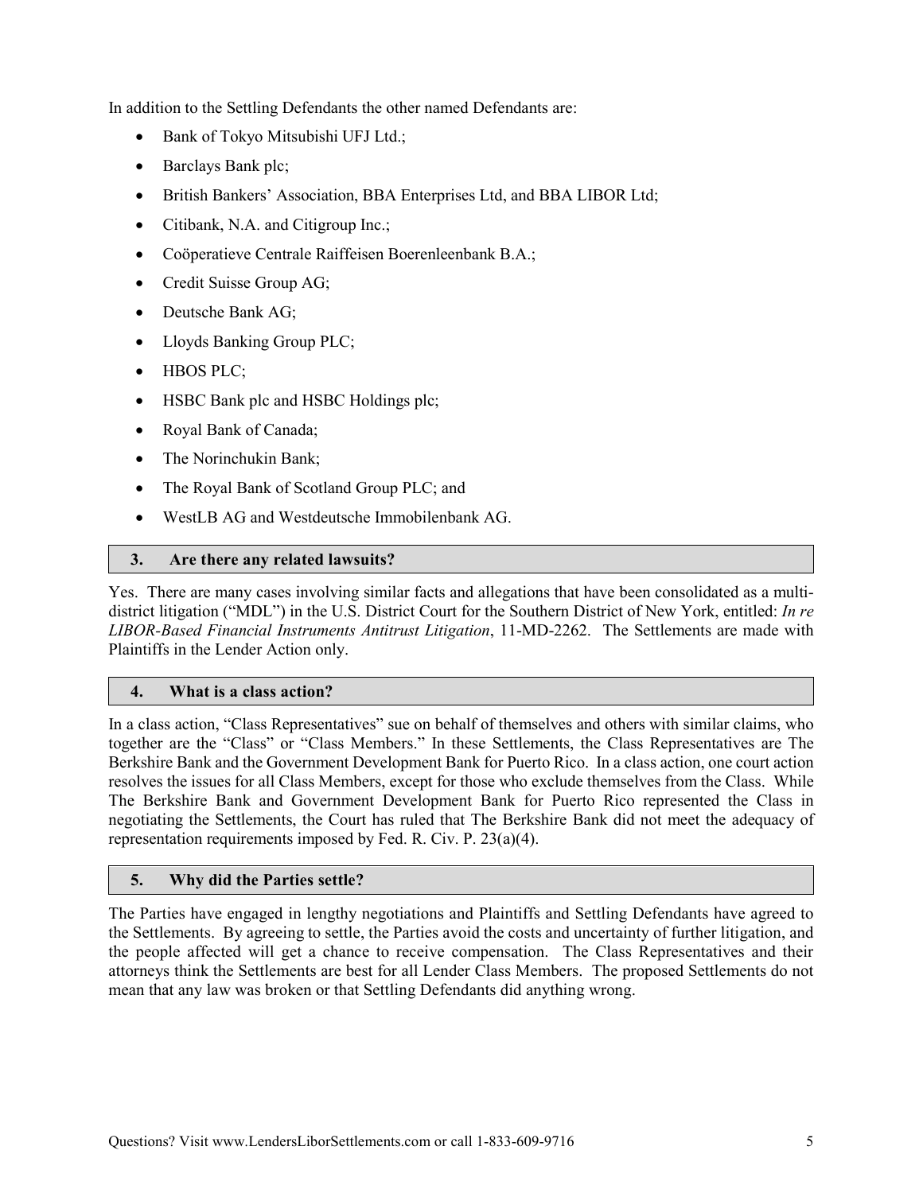In addition to the Settling Defendants the other named Defendants are:

- Bank of Tokyo Mitsubishi UFJ Ltd.;
- Barclays Bank plc;
- British Bankers' Association, BBA Enterprises Ltd, and BBA LIBOR Ltd;
- Citibank, N.A. and Citigroup Inc.;
- Coöperatieve Centrale Raiffeisen Boerenleenbank B.A.;
- Credit Suisse Group AG;
- Deutsche Bank AG;
- Lloyds Banking Group PLC;
- HBOS PLC;
- HSBC Bank plc and HSBC Holdings plc;
- Royal Bank of Canada;
- The Norinchukin Bank;
- The Royal Bank of Scotland Group PLC; and
- WestLB AG and Westdeutsche Immobilenbank AG.

### 3. Are there any related lawsuits?

Yes. There are many cases involving similar facts and allegations that have been consolidated as a multi-district litigation ("MDL") in the U.S. District Court for the Southern District of New York, entitled: *In re LIBOR-Based Financial Instruments Antitrust Litigation*, 11-MD-2262. The Settlements are made with Plaintiffs in the Lender Action only.

### 4. What is a class action?

In a class action, "Class Representatives" sue on behalf of themselves and others with similar claims, who together are the "Class" or "Class Members." In these Settlements, the Class Representatives are The Berkshire Bank and the Government Development Bank for Puerto Rico. In a class action, one court action resolves the issues for all Class Members, except for those who exclude themselves from the Class. While The Berkshire Bank and Government Development Bank for Puerto Rico represented the Class in negotiating the Settlements, the Court has ruled that The Berkshire Bank did not meet the adequacy of representation requirements imposed by Fed. R. Civ. P. 23(a)(4).

### 5. Why did the Parties settle?

The Parties have engaged in lengthy negotiations and Plaintiffs and Settling Defendants have agreed to the Settlements. By agreeing to settle, the Parties avoid the costs and uncertainty of further litigation, and the people affected will get a chance to receive compensation. The Class Representatives and their attorneys think the Settlements are best for all Lender Class Members. The proposed Settlements do not mean that any law was broken or that Settling Defendants did anything wrong.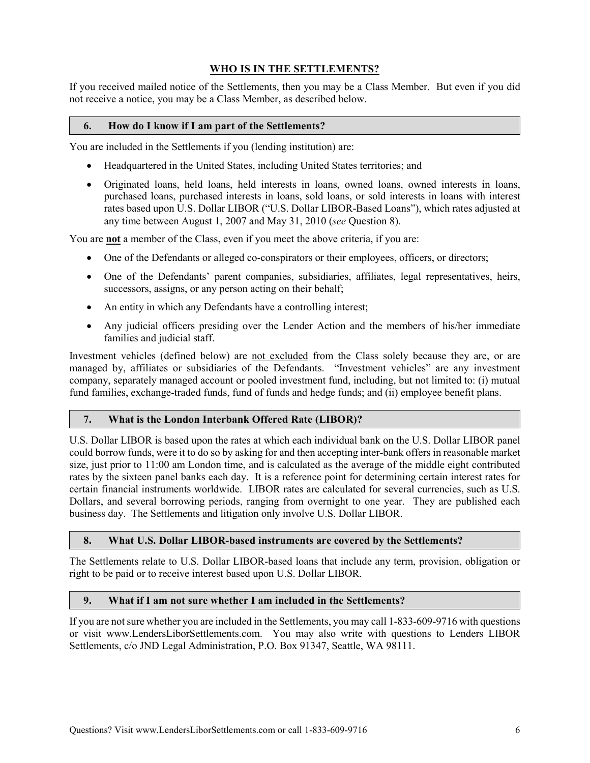## WHO IS IN THE SETTLEMENTS?

If you received mailed notice of the Settlements, then you may be a Class Member. But even if you did not receive a notice, you may be a Class Member, as described below.

### 6. How do I know if I am part of the Settlements?

You are included in the Settlements if you (lending institution) are:

- Headquartered in the United States, including United States territories; and
- Originated loans, held loans, held interests in loans, owned loans, owned interests in loans, purchased loans, purchased interests in loans, sold loans, or sold interests in loans with interest rates based upon U.S. Dollar LIBOR ("U.S. Dollar LIBOR-Based Loans"), which rates adjusted at any time between August 1, 2007 and May 31, 2010 (*see* Question 8).

You are **not** a member of the Class, even if you meet the above criteria, if you are:

- One of the Defendants or alleged co-conspirators or their employees, officers, or directors;
- One of the Defendants' parent companies, subsidiaries, affiliates, legal representatives, heirs, successors, assigns, or any person acting on their behalf;
- An entity in which any Defendants have a controlling interest;
- Any judicial officers presiding over the Lender Action and the members of his/her immediate families and judicial staff.

Investment vehicles (defined below) are not excluded from the Class solely because they are, or are managed by, affiliates or subsidiaries of the Defendants. "Investment vehicles" are any investment company, separately managed account or pooled investment fund, including, but not limited to: (i) mutual fund families, exchange-traded funds, fund of funds and hedge funds; and (ii) employee benefit plans.

### 7. What is the London Interbank Offered Rate (LIBOR)?

U.S. Dollar LIBOR is based upon the rates at which each individual bank on the U.S. Dollar LIBOR panel could borrow funds, were it to do so by asking for and then accepting inter-bank offers in reasonable market size, just prior to 11:00 am London time, and is calculated as the average of the middle eight contributed rates by the sixteen panel banks each day. It is a reference point for determining certain interest rates for certain financial instruments worldwide. LIBOR rates are calculated for several currencies, such as U.S. Dollars, and several borrowing periods, ranging from overnight to one year. They are published each business day. The Settlements and litigation only involve U.S. Dollar LIBOR.

### 8. What U.S. Dollar LIBOR-based instruments are covered by the Settlements?

The Settlements relate to U.S. Dollar LIBOR-based loans that include any term, provision, obligation or right to be paid or to receive interest based upon U.S. Dollar LIBOR.

### 9. What if I am not sure whether I am included in the Settlements?

If you are not sure whether you are included in the Settlements, you may call 1-833-609-9716 with questions or visit www.LendersLiborSettlements.com. You may also write with questions to Lenders LIBOR Settlements, c/o JND Legal Administration, P.O. Box 91347, Seattle, WA 98111.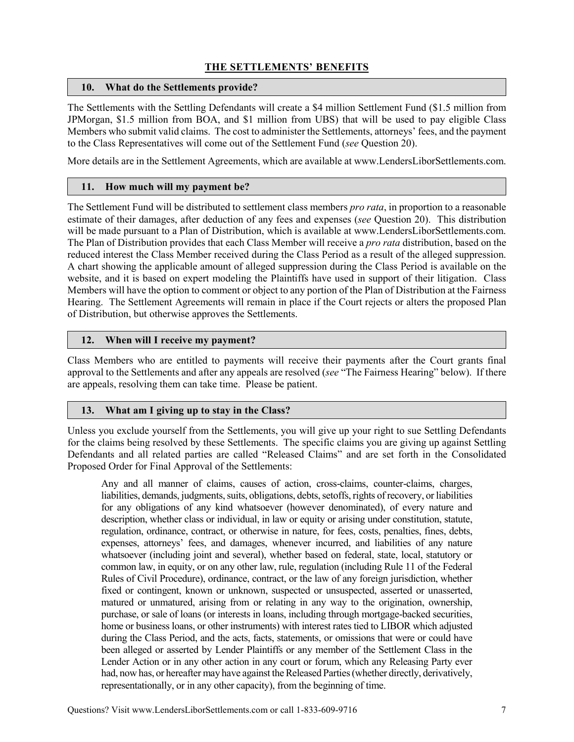## THE SETTLEMENTS' BENEFITS

### 10. What do the Settlements provide?

The Settlements with the Settling Defendants will create a $4 million Settlement Fund ($1.5 million from JPMorgan, $1.5 million from BOA, and $1 million from UBS) that will be used to pay eligible Class Members who submit valid claims. The cost to administer the Settlements, attorneys' fees, and the payment to the Class Representatives will come out of the Settlement Fund (*see* Question 20).

More details are in the Settlement Agreements, which are available at www.LendersLiborSettlements.com.

### 11. How much will my payment be?

The Settlement Fund will be distributed to settlement class members *pro rata*, in proportion to a reasonable estimate of their damages, after deduction of any fees and expenses (*see* Question 20). This distribution will be made pursuant to a Plan of Distribution, which is available at www.LendersLiborSettlements.com. The Plan of Distribution provides that each Class Member will receive a *pro rata* distribution, based on the reduced interest the Class Member received during the Class Period as a result of the alleged suppression. A chart showing the applicable amount of alleged suppression during the Class Period is available on the website, and it is based on expert modeling the Plaintiffs have used in support of their litigation. Class Members will have the option to comment or object to any portion of the Plan of Distribution at the Fairness Hearing. The Settlement Agreements will remain in place if the Court rejects or alters the proposed Plan of Distribution, but otherwise approves the Settlements.

### 12. When will I receive my payment?

Class Members who are entitled to payments will receive their payments after the Court grants final approval to the Settlements and after any appeals are resolved (*see* "The Fairness Hearing" below). If there are appeals, resolving them can take time. Please be patient.

### 13. What am I giving up to stay in the Class?

Unless you exclude yourself from the Settlements, you will give up your right to sue Settling Defendants for the claims being resolved by these Settlements. The specific claims you are giving up against Settling Defendants and all related parties are called "Released Claims" and are set forth in the Consolidated Proposed Order for Final Approval of the Settlements:

> Any and all manner of claims, causes of action, cross-claims, counter-claims, charges, liabilities, demands, judgments, suits, obligations, debts, setoffs, rights of recovery, or liabilities for any obligations of any kind whatsoever (however denominated), of every nature and description, whether class or individual, in law or equity or arising under constitution, statute, regulation, ordinance, contract, or otherwise in nature, for fees, costs, penalties, fines, debts, expenses, attorneys' fees, and damages, whenever incurred, and liabilities of any nature whatsoever (including joint and several), whether based on federal, state, local, statutory or common law, in equity, or on any other law, rule, regulation (including Rule 11 of the Federal Rules of Civil Procedure), ordinance, contract, or the law of any foreign jurisdiction, whether fixed or contingent, known or unknown, suspected or unsuspected, asserted or unasserted, matured or unmatured, arising from or relating in any way to the origination, ownership, purchase, or sale of loans (or interests in loans, including through mortgage-backed securities, home or business loans, or other instruments) with interest rates tied to LIBOR which adjusted during the Class Period, and the acts, facts, statements, or omissions that were or could have been alleged or asserted by Lender Plaintiffs or any member of the Settlement Class in the Lender Action or in any other action in any court or forum, which any Releasing Party ever had, now has, or hereafter may have against the Released Parties (whether directly, derivatively, representationally, or in any other capacity), from the beginning of time.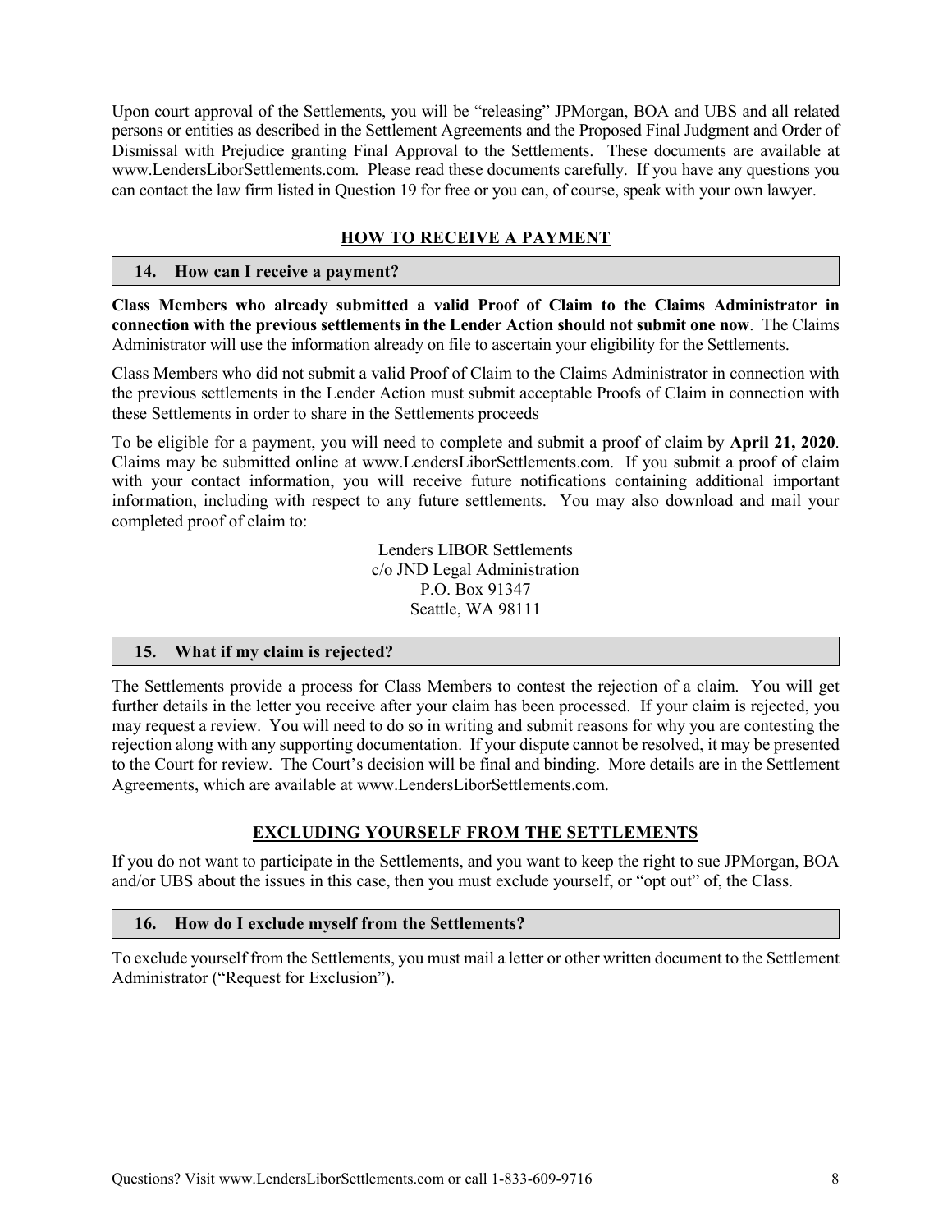Upon court approval of the Settlements, you will be "releasing" JPMorgan, BOA and UBS and all related persons or entities as described in the Settlement Agreements and the Proposed Final Judgment and Order of Dismissal with Prejudice granting Final Approval to the Settlements. These documents are available at www.LendersLiborSettlements.com. Please read these documents carefully. If you have any questions you can contact the law firm listed in Question 19 for free or you can, of course, speak with your own lawyer.

## HOW TO RECEIVE A PAYMENT

### 14. How can I receive a payment?

**Class Members who already submitted a valid Proof of Claim to the Claims Administrator in connection with the previous settlements in the Lender Action should not submit one now**. The Claims Administrator will use the information already on file to ascertain your eligibility for the Settlements.

Class Members who did not submit a valid Proof of Claim to the Claims Administrator in connection with the previous settlements in the Lender Action must submit acceptable Proofs of Claim in connection with these Settlements in order to share in the Settlements proceeds

To be eligible for a payment, you will need to complete and submit a proof of claim by **April 21, 2020**. Claims may be submitted online at www.LendersLiborSettlements.com. If you submit a proof of claim with your contact information, you will receive future notifications containing additional important information, including with respect to any future settlements. You may also download and mail your completed proof of claim to:

Lenders LIBOR Settlements
c/o JND Legal Administration
P.O. Box 91347
Seattle, WA 98111

### 15. What if my claim is rejected?

The Settlements provide a process for Class Members to contest the rejection of a claim. You will get further details in the letter you receive after your claim has been processed. If your claim is rejected, you may request a review. You will need to do so in writing and submit reasons for why you are contesting the rejection along with any supporting documentation. If your dispute cannot be resolved, it may be presented to the Court for review. The Court's decision will be final and binding. More details are in the Settlement Agreements, which are available at www.LendersLiborSettlements.com.

## EXCLUDING YOURSELF FROM THE SETTLEMENTS

If you do not want to participate in the Settlements, and you want to keep the right to sue JPMorgan, BOA and/or UBS about the issues in this case, then you must exclude yourself, or "opt out" of, the Class.

### 16. How do I exclude myself from the Settlements?

To exclude yourself from the Settlements, you must mail a letter or other written document to the Settlement Administrator ("Request for Exclusion").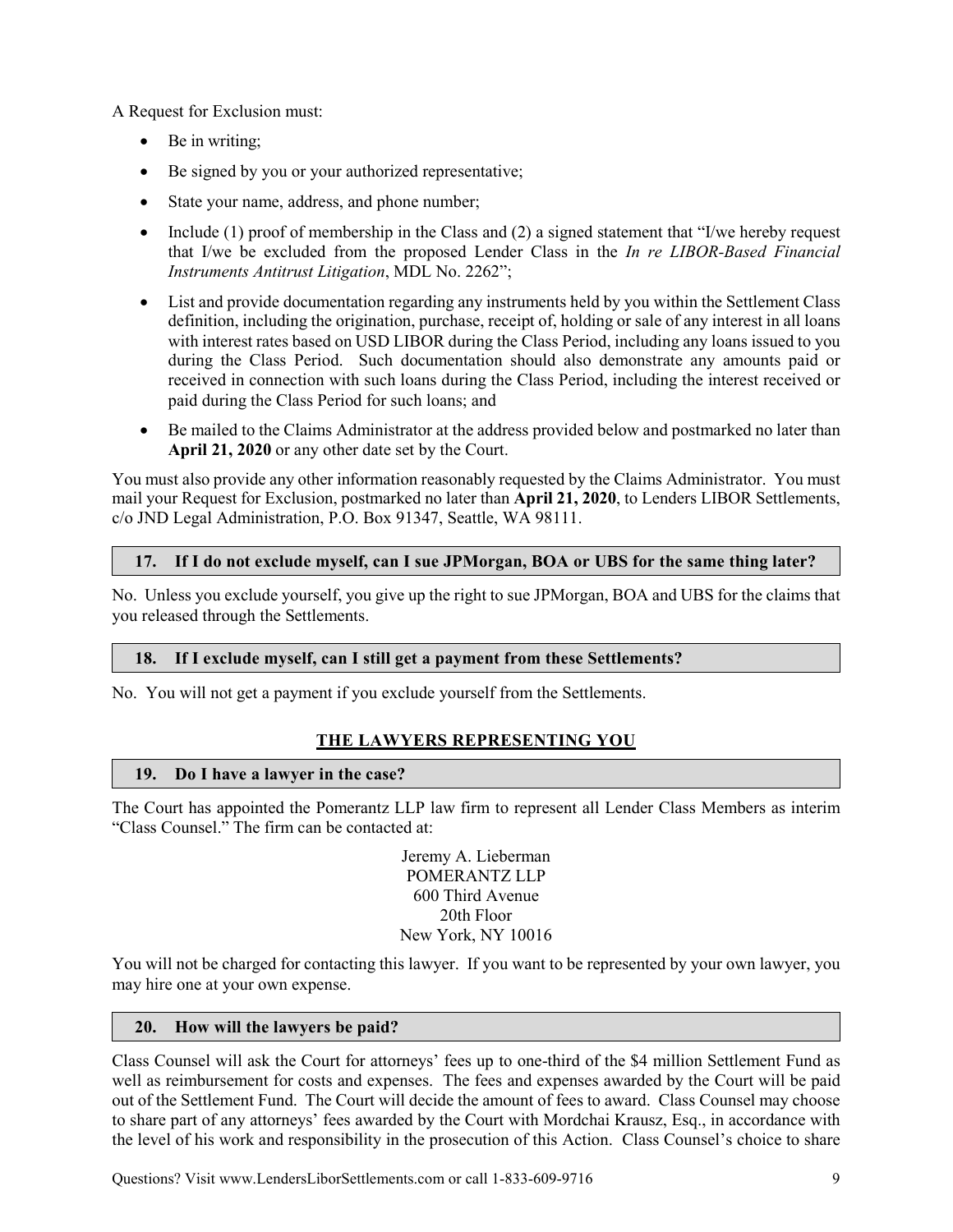A Request for Exclusion must:

- Be in writing;
- Be signed by you or your authorized representative;
- State your name, address, and phone number;
- Include (1) proof of membership in the Class and (2) a signed statement that "I/we hereby request that I/we be excluded from the proposed Lender Class in the *In re LIBOR-Based Financial Instruments Antitrust Litigation*, MDL No. 2262";
- List and provide documentation regarding any instruments held by you within the Settlement Class definition, including the origination, purchase, receipt of, holding or sale of any interest in all loans with interest rates based on USD LIBOR during the Class Period, including any loans issued to you during the Class Period. Such documentation should also demonstrate any amounts paid or received in connection with such loans during the Class Period, including the interest received or paid during the Class Period for such loans; and
- Be mailed to the Claims Administrator at the address provided below and postmarked no later than **April 21, 2020** or any other date set by the Court.

You must also provide any other information reasonably requested by the Claims Administrator. You must mail your Request for Exclusion, postmarked no later than **April 21, 2020**, to Lenders LIBOR Settlements, c/o JND Legal Administration, P.O. Box 91347, Seattle, WA 98111.

### 17. If I do not exclude myself, can I sue JPMorgan, BOA or UBS for the same thing later?

No. Unless you exclude yourself, you give up the right to sue JPMorgan, BOA and UBS for the claims that you released through the Settlements.

### 18. If I exclude myself, can I still get a payment from these Settlements?

No. You will not get a payment if you exclude yourself from the Settlements.

## THE LAWYERS REPRESENTING YOU

### 19. Do I have a lawyer in the case?

The Court has appointed the Pomerantz LLP law firm to represent all Lender Class Members as interim "Class Counsel." The firm can be contacted at:

Jeremy A. Lieberman
POMERANTZ LLP
600 Third Avenue
20th Floor
New York, NY 10016

You will not be charged for contacting this lawyer. If you want to be represented by your own lawyer, you may hire one at your own expense.

### 20. How will the lawyers be paid?

Class Counsel will ask the Court for attorneys' fees up to one-third of the $4 million Settlement Fund as well as reimbursement for costs and expenses. The fees and expenses awarded by the Court will be paid out of the Settlement Fund. The Court will decide the amount of fees to award. Class Counsel may choose to share part of any attorneys' fees awarded by the Court with Mordchai Krausz, Esq., in accordance with the level of his work and responsibility in the prosecution of this Action. Class Counsel's choice to share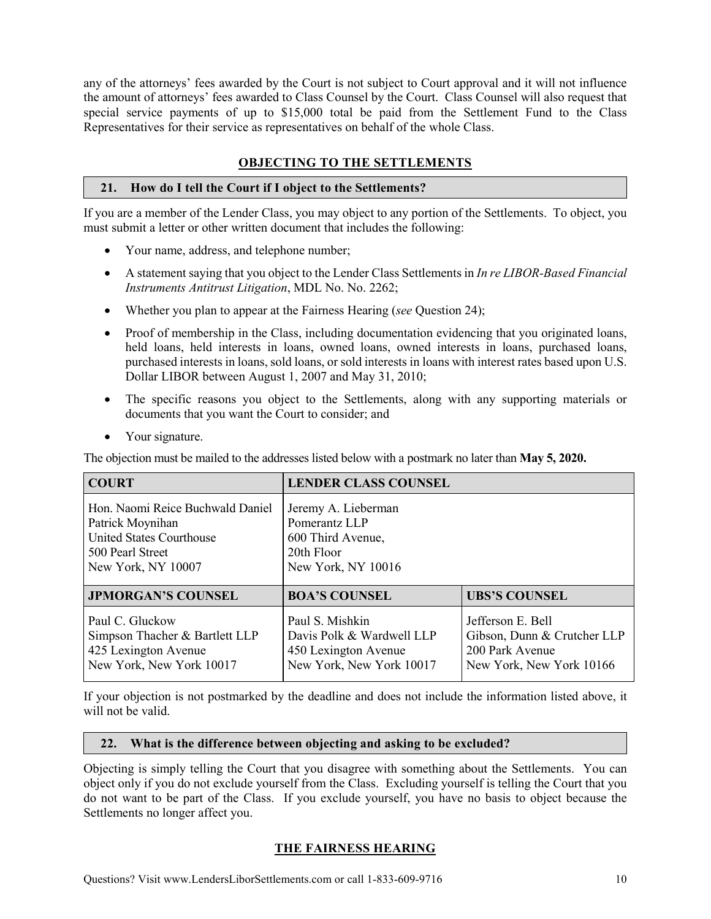any of the attorneys' fees awarded by the Court is not subject to Court approval and it will not influence the amount of attorneys' fees awarded to Class Counsel by the Court. Class Counsel will also request that special service payments of up to $15,000 total be paid from the Settlement Fund to the Class Representatives for their service as representatives on behalf of the whole Class.

## OBJECTING TO THE SETTLEMENTS

### 21. How do I tell the Court if I object to the Settlements?

If you are a member of the Lender Class, you may object to any portion of the Settlements. To object, you must submit a letter or other written document that includes the following:

- Your name, address, and telephone number;
- A statement saying that you object to the Lender Class Settlements in *In re LIBOR-Based Financial Instruments Antitrust Litigation*, MDL No. No. 2262;
- Whether you plan to appear at the Fairness Hearing (*see* Question 24);
- Proof of membership in the Class, including documentation evidencing that you originated loans, held loans, held interests in loans, owned loans, owned interests in loans, purchased loans, purchased interests in loans, sold loans, or sold interests in loans with interest rates based upon U.S. Dollar LIBOR between August 1, 2007 and May 31, 2010;
- The specific reasons you object to the Settlements, along with any supporting materials or documents that you want the Court to consider; and
- Your signature.

The objection must be mailed to the addresses listed below with a postmark no later than **May 5, 2020.**

| COURT | LENDER CLASS COUNSEL | |
|---|---|---|
| Hon. Naomi Reice Buchwald Daniel Patrick Moynihan United States Courthouse 500 Pearl Street New York, NY 10007 | Jeremy A. Lieberman Pomerantz LLP 600 Third Avenue, 20th Floor New York, NY 10016 | |
| **JPMORGAN'S COUNSEL** | **BOA'S COUNSEL** | **UBS'S COUNSEL** |
| Paul C. Gluckow Simpson Thacher & Bartlett LLP 425 Lexington Avenue New York, New York 10017 | Paul S. Mishkin Davis Polk & Wardwell LLP 450 Lexington Avenue New York, New York 10017 | Jefferson E. Bell Gibson, Dunn & Crutcher LLP 200 Park Avenue New York, New York 10166 |

If your objection is not postmarked by the deadline and does not include the information listed above, it will not be valid.

### 22. What is the difference between objecting and asking to be excluded?

Objecting is simply telling the Court that you disagree with something about the Settlements. You can object only if you do not exclude yourself from the Class. Excluding yourself is telling the Court that you do not want to be part of the Class. If you exclude yourself, you have no basis to object because the Settlements no longer affect you.

## THE FAIRNESS HEARING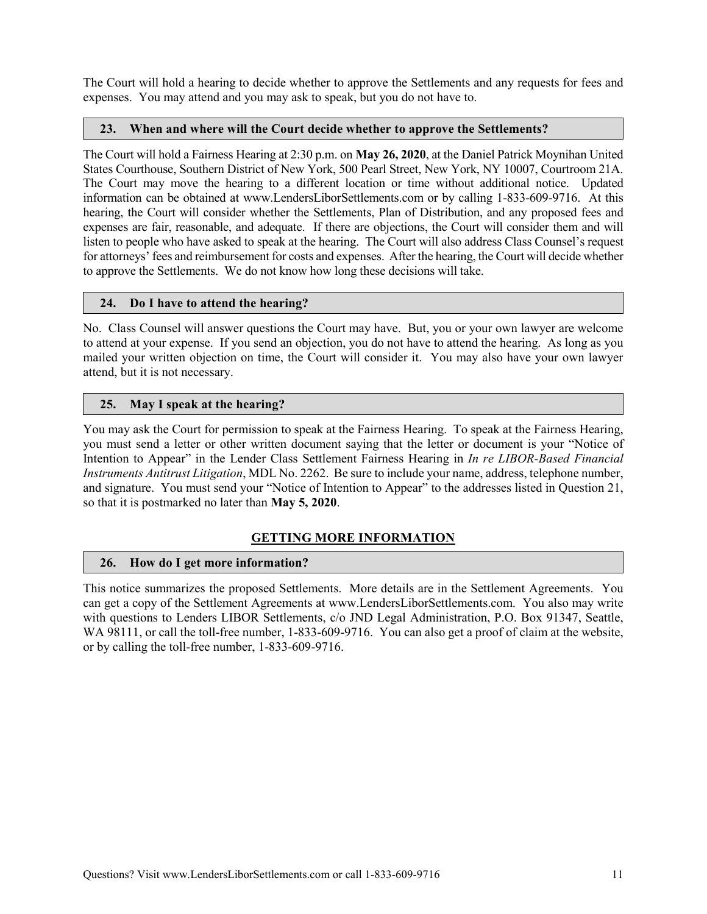The Court will hold a hearing to decide whether to approve the Settlements and any requests for fees and expenses. You may attend and you may ask to speak, but you do not have to.

### 23. When and where will the Court decide whether to approve the Settlements?

The Court will hold a Fairness Hearing at 2:30 p.m. on **May 26, 2020**, at the Daniel Patrick Moynihan United States Courthouse, Southern District of New York, 500 Pearl Street, New York, NY 10007, Courtroom 21A. The Court may move the hearing to a different location or time without additional notice. Updated information can be obtained at www.LendersLiborSettlements.com or by calling 1-833-609-9716. At this hearing, the Court will consider whether the Settlements, Plan of Distribution, and any proposed fees and expenses are fair, reasonable, and adequate. If there are objections, the Court will consider them and will listen to people who have asked to speak at the hearing. The Court will also address Class Counsel's request for attorneys' fees and reimbursement for costs and expenses. After the hearing, the Court will decide whether to approve the Settlements. We do not know how long these decisions will take.

### 24. Do I have to attend the hearing?

No. Class Counsel will answer questions the Court may have. But, you or your own lawyer are welcome to attend at your expense. If you send an objection, you do not have to attend the hearing. As long as you mailed your written objection on time, the Court will consider it. You may also have your own lawyer attend, but it is not necessary.

### 25. May I speak at the hearing?

You may ask the Court for permission to speak at the Fairness Hearing. To speak at the Fairness Hearing, you must send a letter or other written document saying that the letter or document is your "Notice of Intention to Appear" in the Lender Class Settlement Fairness Hearing in *In re LIBOR-Based Financial Instruments Antitrust Litigation*, MDL No. 2262. Be sure to include your name, address, telephone number, and signature. You must send your "Notice of Intention to Appear" to the addresses listed in Question 21, so that it is postmarked no later than **May 5, 2020**.

## GETTING MORE INFORMATION

### 26. How do I get more information?

This notice summarizes the proposed Settlements. More details are in the Settlement Agreements. You can get a copy of the Settlement Agreements at www.LendersLiborSettlements.com. You also may write with questions to Lenders LIBOR Settlements, c/o JND Legal Administration, P.O. Box 91347, Seattle, WA 98111, or call the toll-free number, 1-833-609-9716. You can also get a proof of claim at the website, or by calling the toll-free number, 1-833-609-9716.